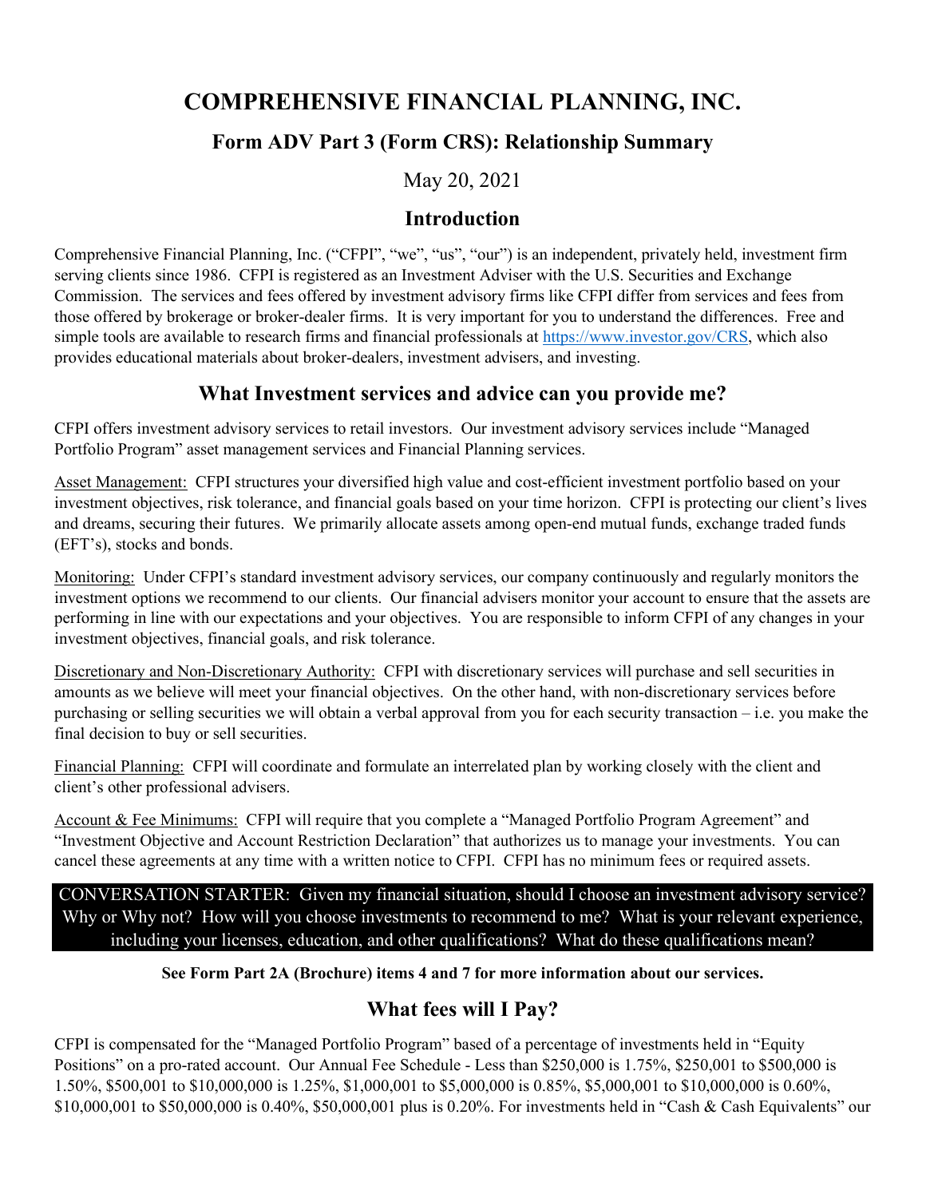# COMPREHENSIVE FINANCIAL PLANNING, INC.

## Form ADV Part 3 (Form CRS): Relationship Summary

May 20, 2021

## Introduction

Comprehensive Financial Planning, Inc. ("CFPI", "we", "us", "our") is an independent, privately held, investment firm serving clients since 1986. CFPI is registered as an Investment Adviser with the U.S. Securities and Exchange Commission. The services and fees offered by investment advisory firms like CFPI differ from services and fees from those offered by brokerage or broker-dealer firms. It is very important for you to understand the differences. Free and simple tools are available to research firms and financial professionals at https://www.investor.gov/CRS, which also provides educational materials about broker-dealers, investment advisers, and investing.

## What Investment services and advice can you provide me?

CFPI offers investment advisory services to retail investors. Our investment advisory services include "Managed Portfolio Program" asset management services and Financial Planning services.

Asset Management: CFPI structures your diversified high value and cost-efficient investment portfolio based on your investment objectives, risk tolerance, and financial goals based on your time horizon. CFPI is protecting our client's lives and dreams, securing their futures. We primarily allocate assets among open-end mutual funds, exchange traded funds (EFT's), stocks and bonds.

Monitoring: Under CFPI's standard investment advisory services, our company continuously and regularly monitors the investment options we recommend to our clients. Our financial advisers monitor your account to ensure that the assets are performing in line with our expectations and your objectives. You are responsible to inform CFPI of any changes in your investment objectives, financial goals, and risk tolerance.

Discretionary and Non-Discretionary Authority: CFPI with discretionary services will purchase and sell securities in amounts as we believe will meet your financial objectives. On the other hand, with non-discretionary services before purchasing or selling securities we will obtain a verbal approval from you for each security transaction – i.e. you make the final decision to buy or sell securities.

Financial Planning: CFPI will coordinate and formulate an interrelated plan by working closely with the client and client's other professional advisers.

Account & Fee Minimums: CFPI will require that you complete a "Managed Portfolio Program Agreement" and "Investment Objective and Account Restriction Declaration" that authorizes us to manage your investments. You can cancel these agreements at any time with a written notice to CFPI. CFPI has no minimum fees or required assets.

CONVERSATION STARTER: Given my financial situation, should I choose an investment advisory service? Why or Why not? How will you choose investments to recommend to me? What is your relevant experience, including your licenses, education, and other qualifications? What do these qualifications mean?

**See Form Part 2A (Brochure) items 4 and 7 for more information about our services.**

## What fees will I Pay?

CFPI is compensated for the "Managed Portfolio Program" based of a percentage of investments held in "Equity Positions" on a pro-rated account. Our Annual Fee Schedule - Less than $250,000 is 1.75%, $250,001 to $500,000 is 1.50%, $500,001 to $10,000,000 is 1.25%, $1,000,001 to $5,000,000 is 0.85%, $5,000,001 to $10,000,000 is 0.60%, $10,000,001 to $50,000,000 is 0.40%, $50,000,001 plus is 0.20%. For investments held in "Cash & Cash Equivalents" our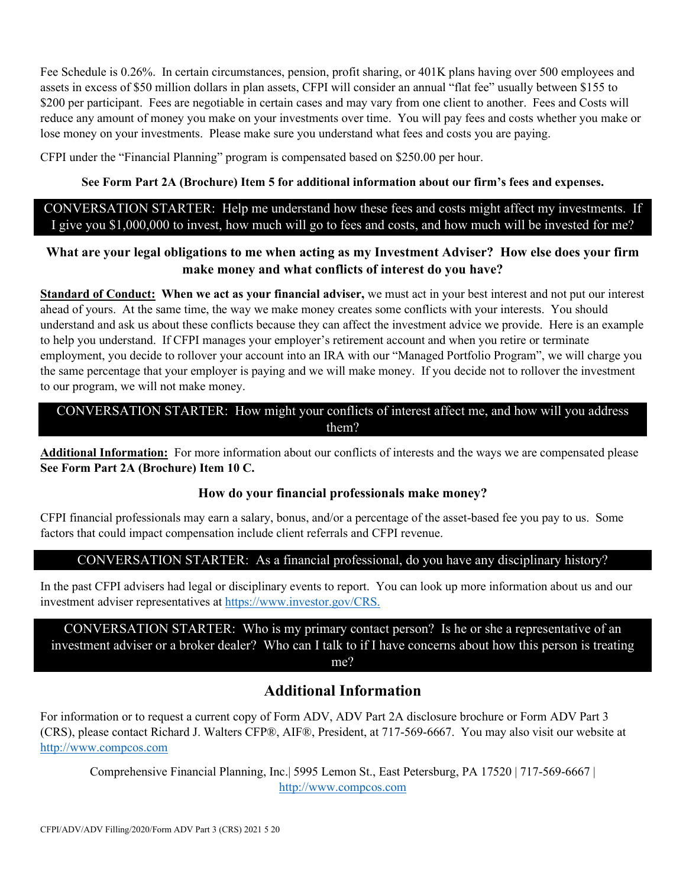Fee Schedule is 0.26%. In certain circumstances, pension, profit sharing, or 401K plans having over 500 employees and assets in excess of $50 million dollars in plan assets, CFPI will consider an annual "flat fee" usually between $155 to $200 per participant. Fees are negotiable in certain cases and may vary from one client to another. Fees and Costs will reduce any amount of money you make on your investments over time. You will pay fees and costs whether you make or lose money on your investments. Please make sure you understand what fees and costs you are paying.

CFPI under the "Financial Planning" program is compensated based on $250.00 per hour.

**See Form Part 2A (Brochure) Item 5 for additional information about our firm's fees and expenses.**

CONVERSATION STARTER: Help me understand how these fees and costs might affect my investments. If I give you $1,000,000 to invest, how much will go to fees and costs, and how much will be invested for me?

### What are your legal obligations to me when acting as my Investment Adviser? How else does your firm make money and what conflicts of interest do you have?

**Standard of Conduct: When we act as your financial adviser,** we must act in your best interest and not put our interest ahead of yours. At the same time, the way we make money creates some conflicts with your interests. You should understand and ask us about these conflicts because they can affect the investment advice we provide. Here is an example to help you understand. If CFPI manages your employer's retirement account and when you retire or terminate employment, you decide to rollover your account into an IRA with our "Managed Portfolio Program", we will charge you the same percentage that your employer is paying and we will make money. If you decide not to rollover the investment to our program, we will not make money.

CONVERSATION STARTER: How might your conflicts of interest affect me, and how will you address them?

**Additional Information:** For more information about our conflicts of interests and the ways we are compensated please **See Form Part 2A (Brochure) Item 10 C.**

### How do your financial professionals make money?

CFPI financial professionals may earn a salary, bonus, and/or a percentage of the asset-based fee you pay to us. Some factors that could impact compensation include client referrals and CFPI revenue.

CONVERSATION STARTER: As a financial professional, do you have any disciplinary history?

In the past CFPI advisers had legal or disciplinary events to report. You can look up more information about us and our investment adviser representatives at https://www.investor.gov/CRS.

CONVERSATION STARTER: Who is my primary contact person? Is he or she a representative of an investment adviser or a broker dealer? Who can I talk to if I have concerns about how this person is treating me?

## Additional Information

For information or to request a current copy of Form ADV, ADV Part 2A disclosure brochure or Form ADV Part 3 (CRS), please contact Richard J. Walters CFP®, AIF®, President, at 717-569-6667. You may also visit our website at http://www.compcos.com

Comprehensive Financial Planning, Inc.| 5995 Lemon St., East Petersburg, PA 17520 | 717-569-6667 | http://www.compcos.com

CFPI/ADV/ADV Filling/2020/Form ADV Part 3 (CRS) 2021 5 20